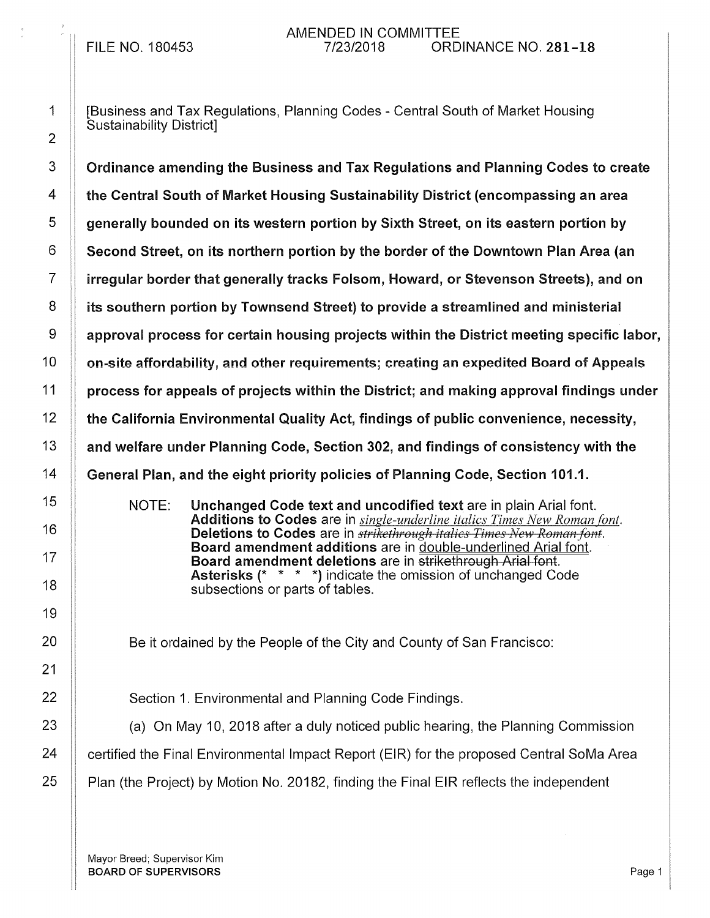FILE NO. 180453

AMENDED IN COMMITTEE
7/23/2018

ORDINANCE NO. 281-18

[Business and Tax Regulations, Planning Codes - Central South of Market Housing Sustainability District]

**Ordinance amending the Business and Tax Regulations and Planning Codes to create the Central South of Market Housing Sustainability District (encompassing an area generally bounded on its western portion by Sixth Street, on its eastern portion by Second Street, on its northern portion by the border of the Downtown Plan Area (an irregular border that generally tracks Folsom, Howard, or Stevenson Streets), and on its southern portion by Townsend Street) to provide a streamlined and ministerial approval process for certain housing projects within the District meeting specific labor, on-site affordability, and other requirements; creating an expedited Board of Appeals process for appeals of projects within the District; and making approval findings under the California Environmental Quality Act, findings of public convenience, necessity, and welfare under Planning Code, Section 302, and findings of consistency with the General Plan, and the eight priority policies of Planning Code, Section 101.1.**

NOTE: **Unchanged Code text and uncodified text** are in plain Arial font.
**Additions to Codes** are in *single-underline italics Times New Roman font*.
**Deletions to Codes** are in ~~*strikethrough italics Times New Roman font*~~.
**Board amendment additions** are in double-underlined Arial font.
**Board amendment deletions** are in ~~strikethrough Arial font~~.
**Asterisks (\* \* \* \*)** indicate the omission of unchanged Code subsections or parts of tables.

Be it ordained by the People of the City and County of San Francisco:

Section 1. Environmental and Planning Code Findings.

(a) On May 10, 2018 after a duly noticed public hearing, the Planning Commission certified the Final Environmental Impact Report (EIR) for the proposed Central SoMa Area Plan (the Project) by Motion No. 20182, finding the Final EIR reflects the independent

Mayor Breed; Supervisor Kim
**BOARD OF SUPERVISORS**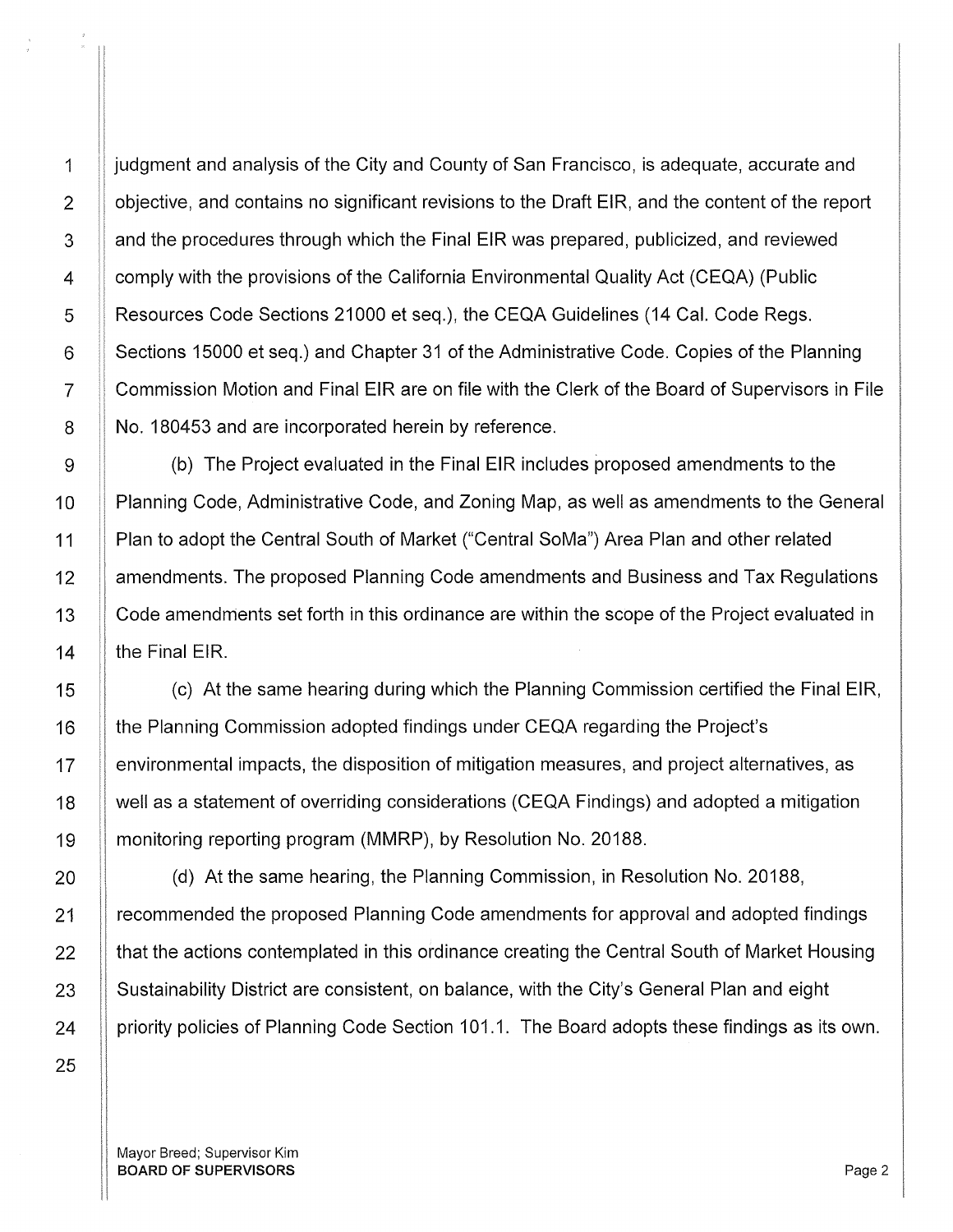judgment and analysis of the City and County of San Francisco, is adequate, accurate and objective, and contains no significant revisions to the Draft EIR, and the content of the report and the procedures through which the Final EIR was prepared, publicized, and reviewed comply with the provisions of the California Environmental Quality Act (CEQA) (Public Resources Code Sections 21000 et seq.), the CEQA Guidelines (14 Cal. Code Regs. Sections 15000 et seq.) and Chapter 31 of the Administrative Code. Copies of the Planning Commission Motion and Final EIR are on file with the Clerk of the Board of Supervisors in File No. 180453 and are incorporated herein by reference.

(b) The Project evaluated in the Final EIR includes proposed amendments to the Planning Code, Administrative Code, and Zoning Map, as well as amendments to the General Plan to adopt the Central South of Market ("Central SoMa") Area Plan and other related amendments. The proposed Planning Code amendments and Business and Tax Regulations Code amendments set forth in this ordinance are within the scope of the Project evaluated in the Final EIR.

(c) At the same hearing during which the Planning Commission certified the Final EIR, the Planning Commission adopted findings under CEQA regarding the Project's environmental impacts, the disposition of mitigation measures, and project alternatives, as well as a statement of overriding considerations (CEQA Findings) and adopted a mitigation monitoring reporting program (MMRP), by Resolution No. 20188.

(d) At the same hearing, the Planning Commission, in Resolution No. 20188, recommended the proposed Planning Code amendments for approval and adopted findings that the actions contemplated in this ordinance creating the Central South of Market Housing Sustainability District are consistent, on balance, with the City's General Plan and eight priority policies of Planning Code Section 101.1. The Board adopts these findings as its own.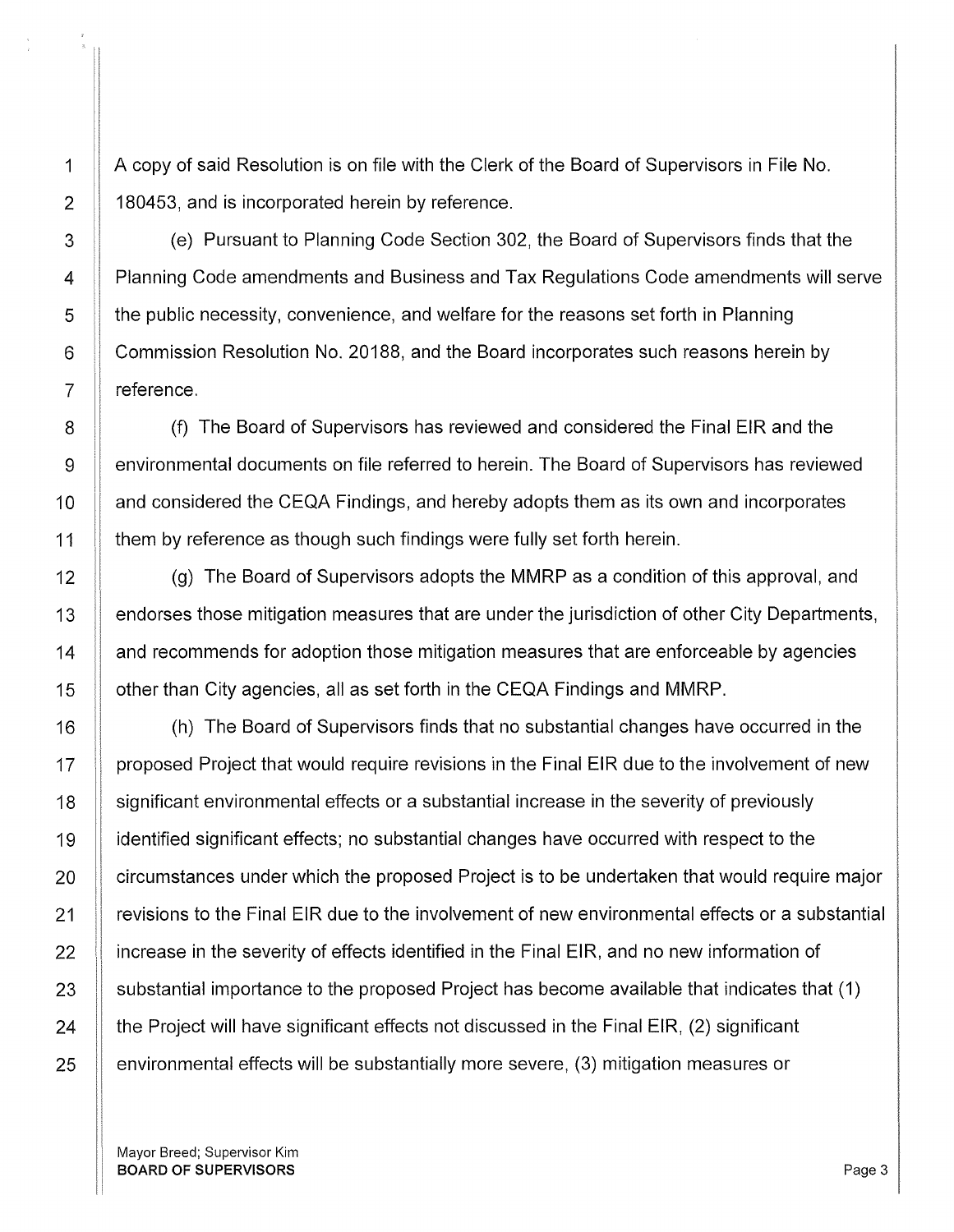A copy of said Resolution is on file with the Clerk of the Board of Supervisors in File No. 180453, and is incorporated herein by reference.

(e) Pursuant to Planning Code Section 302, the Board of Supervisors finds that the Planning Code amendments and Business and Tax Regulations Code amendments will serve the public necessity, convenience, and welfare for the reasons set forth in Planning Commission Resolution No. 20188, and the Board incorporates such reasons herein by reference.

(f) The Board of Supervisors has reviewed and considered the Final EIR and the environmental documents on file referred to herein. The Board of Supervisors has reviewed and considered the CEQA Findings, and hereby adopts them as its own and incorporates them by reference as though such findings were fully set forth herein.

(g) The Board of Supervisors adopts the MMRP as a condition of this approval, and endorses those mitigation measures that are under the jurisdiction of other City Departments, and recommends for adoption those mitigation measures that are enforceable by agencies other than City agencies, all as set forth in the CEQA Findings and MMRP.

(h) The Board of Supervisors finds that no substantial changes have occurred in the proposed Project that would require revisions in the Final EIR due to the involvement of new significant environmental effects or a substantial increase in the severity of previously identified significant effects; no substantial changes have occurred with respect to the circumstances under which the proposed Project is to be undertaken that would require major revisions to the Final EIR due to the involvement of new environmental effects or a substantial increase in the severity of effects identified in the Final EIR, and no new information of substantial importance to the proposed Project has become available that indicates that (1) the Project will have significant effects not discussed in the Final EIR, (2) significant environmental effects will be substantially more severe, (3) mitigation measures or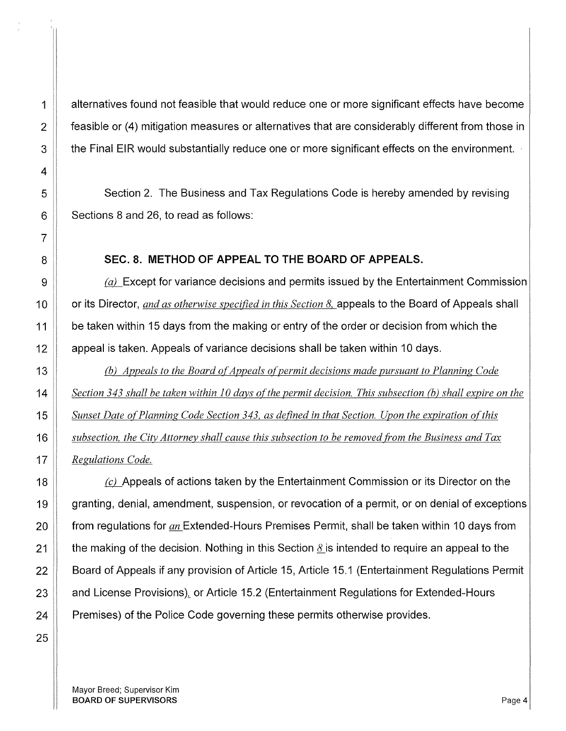alternatives found not feasible that would reduce one or more significant effects have become feasible or (4) mitigation measures or alternatives that are considerably different from those in the Final EIR would substantially reduce one or more significant effects on the environment.

Section 2. The Business and Tax Regulations Code is hereby amended by revising Sections 8 and 26, to read as follows:

**SEC. 8. METHOD OF APPEAL TO THE BOARD OF APPEALS.**

*(a)* Except for variance decisions and permits issued by the Entertainment Commission or its Director, *and as otherwise specified in this Section 8,* appeals to the Board of Appeals shall be taken within 15 days from the making or entry of the order or decision from which the appeal is taken. Appeals of variance decisions shall be taken within 10 days.

*(b) Appeals to the Board of Appeals of permit decisions made pursuant to Planning Code Section 343 shall be taken within 10 days of the permit decision. This subsection (b) shall expire on the Sunset Date of Planning Code Section 343, as defined in that Section. Upon the expiration of this subsection, the City Attorney shall cause this subsection to be removed from the Business and Tax Regulations Code.*

*(c)* Appeals of actions taken by the Entertainment Commission or its Director on the granting, denial, amendment, suspension, or revocation of a permit, or on denial of exceptions from regulations for *an* Extended-Hours Premises Permit, shall be taken within 10 days from the making of the decision. Nothing in this Section *8* is intended to require an appeal to the Board of Appeals if any provision of Article 15, Article 15.1 (Entertainment Regulations Permit and License Provisions), or Article 15.2 (Entertainment Regulations for Extended-Hours Premises) of the Police Code governing these permits otherwise provides.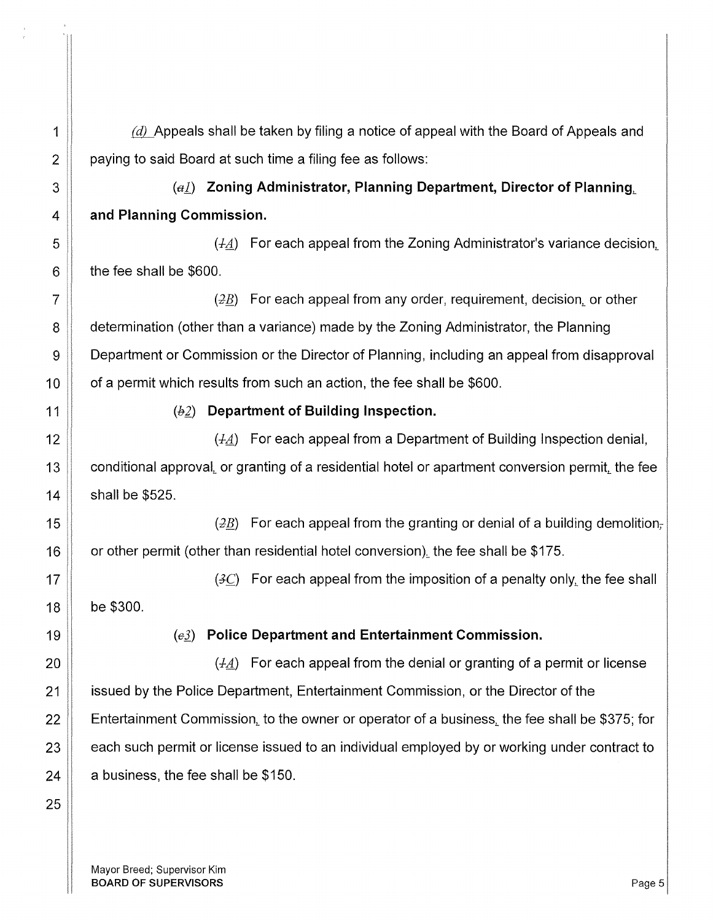*(d)* Appeals shall be taken by filing a notice of appeal with the Board of Appeals and paying to said Board at such time a filing fee as follows:

(~~a~~*1*) **Zoning Administrator, Planning Department, Director of Planning, and Planning Commission.**

(~~1~~*A*) For each appeal from the Zoning Administrator's variance decision, the fee shall be $600.

(~~2~~*B*) For each appeal from any order, requirement, decision, or other determination (other than a variance) made by the Zoning Administrator, the Planning Department or Commission or the Director of Planning, including an appeal from disapproval of a permit which results from such an action, the fee shall be $600.

(~~b~~*2*) **Department of Building Inspection.**

(~~1~~*A*) For each appeal from a Department of Building Inspection denial, conditional approval, or granting of a residential hotel or apartment conversion permit, the fee shall be $525.

(~~2~~*B*) For each appeal from the granting or denial of a building demolition~~,~~ or other permit (other than residential hotel conversion), the fee shall be $175.

(~~3~~*C*) For each appeal from the imposition of a penalty only, the fee shall be $300.

(~~c~~*3*) **Police Department and Entertainment Commission.**

(~~1~~*A*) For each appeal from the denial or granting of a permit or license issued by the Police Department, Entertainment Commission, or the Director of the Entertainment Commission, to the owner or operator of a business, the fee shall be $375; for each such permit or license issued to an individual employed by or working under contract to a business, the fee shall be $150.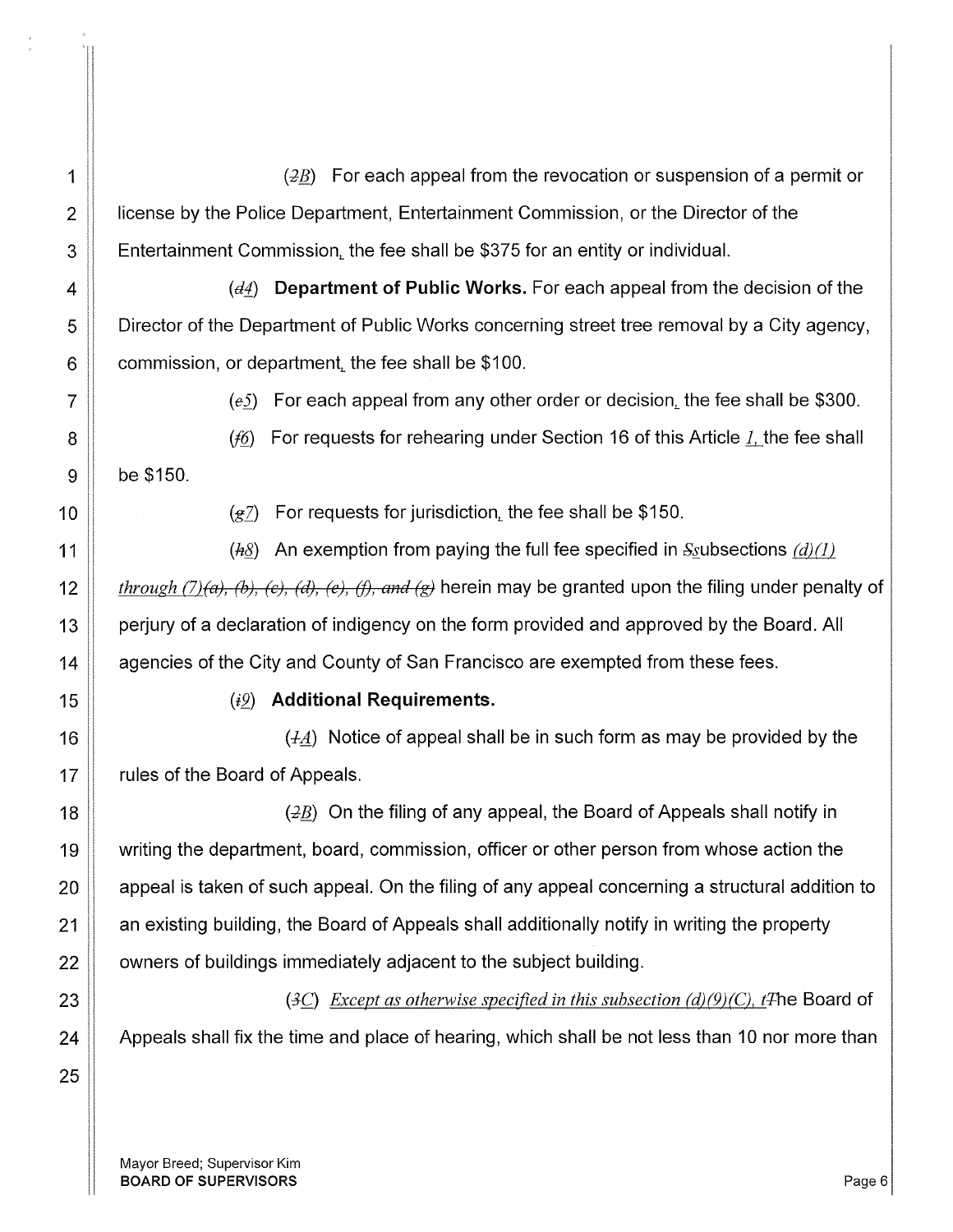(~~2~~*B*) For each appeal from the revocation or suspension of a permit or license by the Police Department, Entertainment Commission, or the Director of the Entertainment Commission, the fee shall be $375 for an entity or individual.

(~~d~~*4*) **Department of Public Works.** For each appeal from the decision of the Director of the Department of Public Works concerning street tree removal by a City agency, commission, or department, the fee shall be $100.

(~~e~~*5*) For each appeal from any other order or decision, the fee shall be $300.

(~~f~~*6*) For requests for rehearing under Section 16 of this Article *1*, the fee shall be $150.

(~~g~~*7*) For requests for jurisdiction, the fee shall be $150.

(~~h~~*8*) An exemption from paying the full fee specified in ~~S~~*s*ubsections *(d)(1) through (7)*~~(a), (b), (c), (d), (e), (f), and (g)~~ herein may be granted upon the filing under penalty of perjury of a declaration of indigency on the form provided and approved by the Board. All agencies of the City and County of San Francisco are exempted from these fees.

(~~i~~*9*) **Additional Requirements.**

(~~1~~*A*) Notice of appeal shall be in such form as may be provided by the rules of the Board of Appeals.

(~~2~~*B*) On the filing of any appeal, the Board of Appeals shall notify in writing the department, board, commission, officer or other person from whose action the appeal is taken of such appeal. On the filing of any appeal concerning a structural addition to an existing building, the Board of Appeals shall additionally notify in writing the property owners of buildings immediately adjacent to the subject building.

(~~3~~*C*) *Except as otherwise specified in this subsection (d)(9)(C), t*~~T~~he Board of Appeals shall fix the time and place of hearing, which shall be not less than 10 nor more than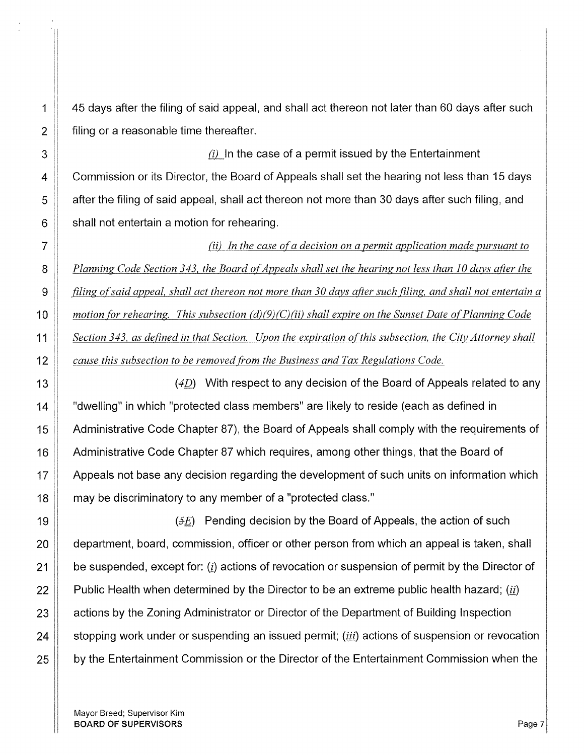45 days after the filing of said appeal, and shall act thereon not later than 60 days after such filing or a reasonable time thereafter.

*(i)* In the case of a permit issued by the Entertainment Commission or its Director, the Board of Appeals shall set the hearing not less than 15 days after the filing of said appeal, shall act thereon not more than 30 days after such filing, and shall not entertain a motion for rehearing.

*(ii) In the case of a decision on a permit application made pursuant to Planning Code Section 343, the Board of Appeals shall set the hearing not less than 10 days after the filing of said appeal, shall act thereon not more than 30 days after such filing, and shall not entertain a motion for rehearing. This subsection (d)(9)(C)(ii) shall expire on the Sunset Date of Planning Code Section 343, as defined in that Section. Upon the expiration of this subsection, the City Attorney shall cause this subsection to be removed from the Business and Tax Regulations Code.*

(~~4~~D) With respect to any decision of the Board of Appeals related to any "dwelling" in which "protected class members" are likely to reside (each as defined in Administrative Code Chapter 87), the Board of Appeals shall comply with the requirements of Administrative Code Chapter 87 which requires, among other things, that the Board of Appeals not base any decision regarding the development of such units on information which may be discriminatory to any member of a "protected class."

(~~5~~E) Pending decision by the Board of Appeals, the action of such department, board, commission, officer or other person from which an appeal is taken, shall be suspended, except for: (*i*) actions of revocation or suspension of permit by the Director of Public Health when determined by the Director to be an extreme public health hazard; (*ii*) actions by the Zoning Administrator or Director of the Department of Building Inspection stopping work under or suspending an issued permit; (*iii*) actions of suspension or revocation by the Entertainment Commission or the Director of the Entertainment Commission when the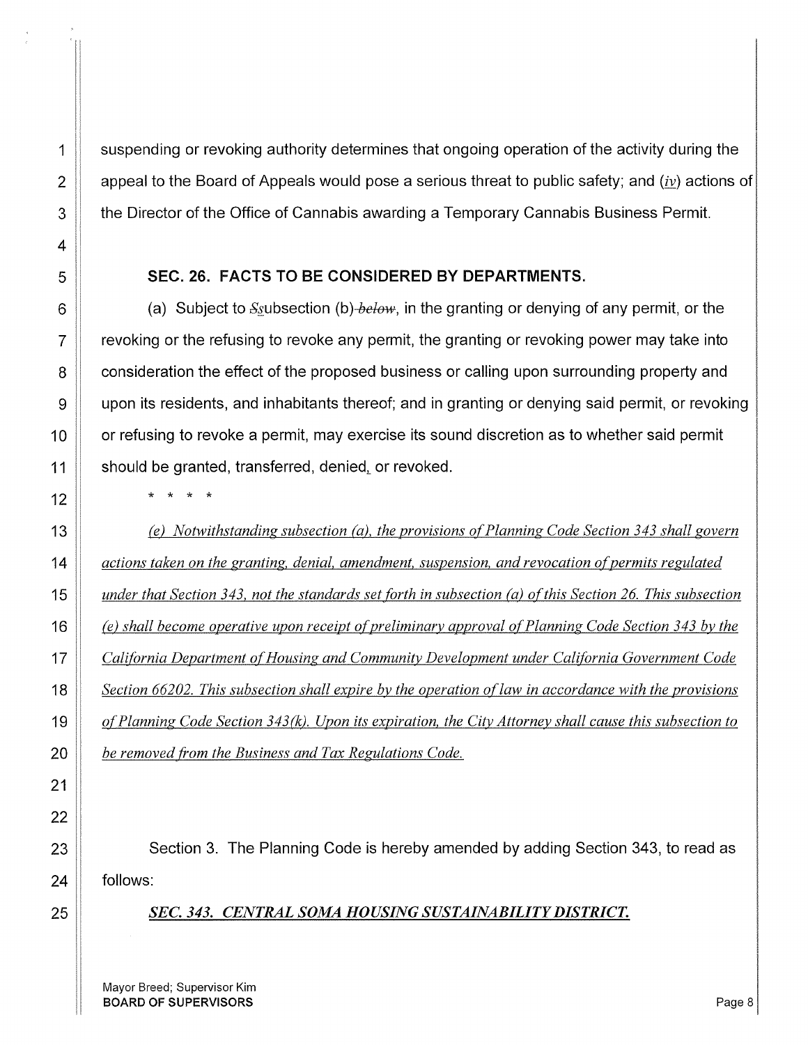suspending or revoking authority determines that ongoing operation of the activity during the appeal to the Board of Appeals would pose a serious threat to public safety; and (*iv*) actions of the Director of the Office of Cannabis awarding a Temporary Cannabis Business Permit.

**SEC. 26. FACTS TO BE CONSIDERED BY DEPARTMENTS.**

(a) Subject to ~~S~~subsection (b)~~ below~~, in the granting or denying of any permit, or the revoking or the refusing to revoke any permit, the granting or revoking power may take into consideration the effect of the proposed business or calling upon surrounding property and upon its residents, and inhabitants thereof; and in granting or denying said permit, or revoking or refusing to revoke a permit, may exercise its sound discretion as to whether said permit should be granted, transferred, denied, or revoked.

\* \* \* \*

*(e) Notwithstanding subsection (a), the provisions of Planning Code Section 343 shall govern actions taken on the granting, denial, amendment, suspension, and revocation of permits regulated under that Section 343, not the standards set forth in subsection (a) of this Section 26. This subsection (e) shall become operative upon receipt of preliminary approval of Planning Code Section 343 by the California Department of Housing and Community Development under California Government Code Section 66202. This subsection shall expire by the operation of law in accordance with the provisions of Planning Code Section 343(k). Upon its expiration, the City Attorney shall cause this subsection to be removed from the Business and Tax Regulations Code.*

Section 3. The Planning Code is hereby amended by adding Section 343, to read as follows:

***SEC. 343. CENTRAL SOMA HOUSING SUSTAINABILITY DISTRICT.***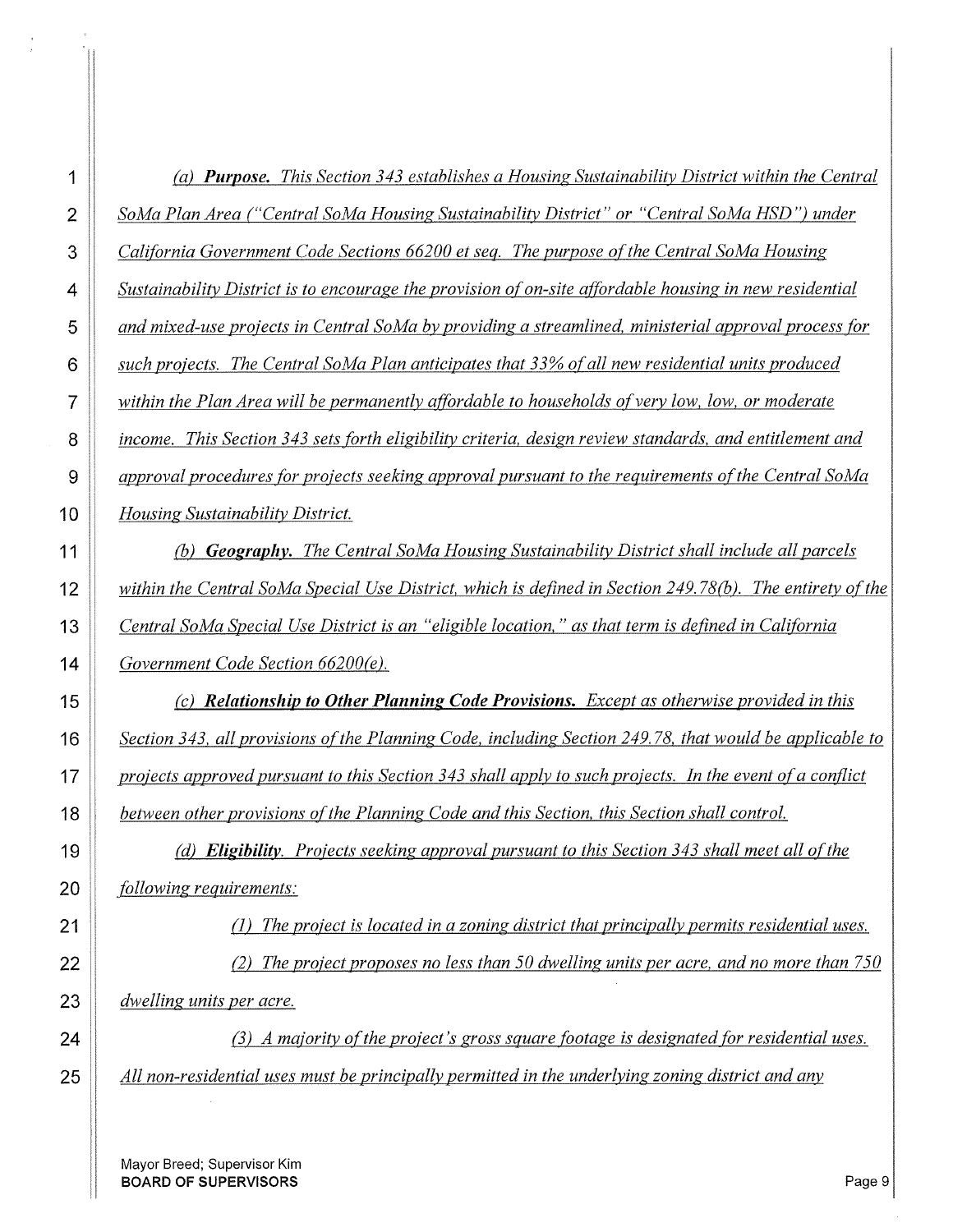*(a) **Purpose.** This Section 343 establishes a Housing Sustainability District within the Central SoMa Plan Area ("Central SoMa Housing Sustainability District" or "Central SoMa HSD") under California Government Code Sections 66200 et seq. The purpose of the Central SoMa Housing Sustainability District is to encourage the provision of on-site affordable housing in new residential and mixed-use projects in Central SoMa by providing a streamlined, ministerial approval process for such projects. The Central SoMa Plan anticipates that 33% of all new residential units produced within the Plan Area will be permanently affordable to households of very low, low, or moderate income. This Section 343 sets forth eligibility criteria, design review standards, and entitlement and approval procedures for projects seeking approval pursuant to the requirements of the Central SoMa Housing Sustainability District.*

*(b) **Geography.** The Central SoMa Housing Sustainability District shall include all parcels within the Central SoMa Special Use District, which is defined in Section 249.78(b). The entirety of the Central SoMa Special Use District is an "eligible location," as that term is defined in California Government Code Section 66200(e).*

*(c) **Relationship to Other Planning Code Provisions.** Except as otherwise provided in this Section 343, all provisions of the Planning Code, including Section 249.78, that would be applicable to projects approved pursuant to this Section 343 shall apply to such projects. In the event of a conflict between other provisions of the Planning Code and this Section, this Section shall control.*

*(d) **Eligibility.** Projects seeking approval pursuant to this Section 343 shall meet all of the following requirements:*

*(1) The project is located in a zoning district that principally permits residential uses.*

*(2) The project proposes no less than 50 dwelling units per acre, and no more than 750 dwelling units per acre.*

*(3) A majority of the project's gross square footage is designated for residential uses. All non-residential uses must be principally permitted in the underlying zoning district and any*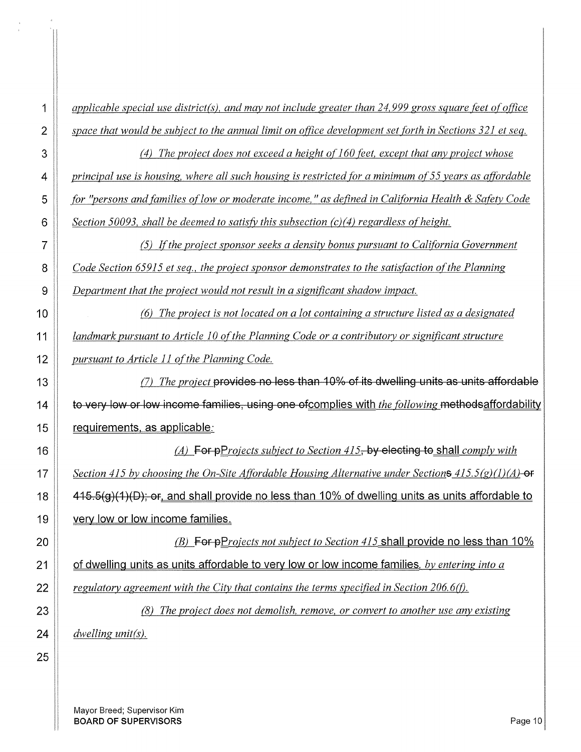*applicable special use district(s), and may not include greater than 24,999 gross square feet of office space that would be subject to the annual limit on office development set forth in Sections 321 et seq.*

*(4) The project does not exceed a height of 160 feet, except that any project whose principal use is housing, where all such housing is restricted for a minimum of 55 years as affordable for "persons and families of low or moderate income," as defined in California Health & Safety Code Section 50093, shall be deemed to satisfy this subsection (c)(4) regardless of height.*

*(5) If the project sponsor seeks a density bonus pursuant to California Government Code Section 65915 et seq., the project sponsor demonstrates to the satisfaction of the Planning Department that the project would not result in a significant shadow impact.*

*(6) The project is not located on a lot containing a structure listed as a designated landmark pursuant to Article 10 of the Planning Code or a contributory or significant structure pursuant to Article 11 of the Planning Code.*

*(7) The project* ~~provides no less than 10% of its dwelling units as units affordable to very low or low income families, using one of~~complies with *the following* ~~methods~~affordability requirements, as applicable*:*

*(A)* ~~For p~~*Projects subject to Section 415*~~, by electing to~~ shall *comply with Section 415 by choosing the On-Site Affordable Housing Alternative under Section*~~s~~ *415.5(g)(1)(A)* ~~or 415.5(g)(1)(D); or~~, and shall provide no less than 10% of dwelling units as units affordable to very low or low income families.

*(B)* ~~For p~~*Projects not subject to Section 415* shall provide no less than 10% of dwelling units as units affordable to very low or low income families, *by entering into a regulatory agreement with the City that contains the terms specified in Section 206.6(f).*

*(8) The project does not demolish, remove, or convert to another use any existing dwelling unit(s).*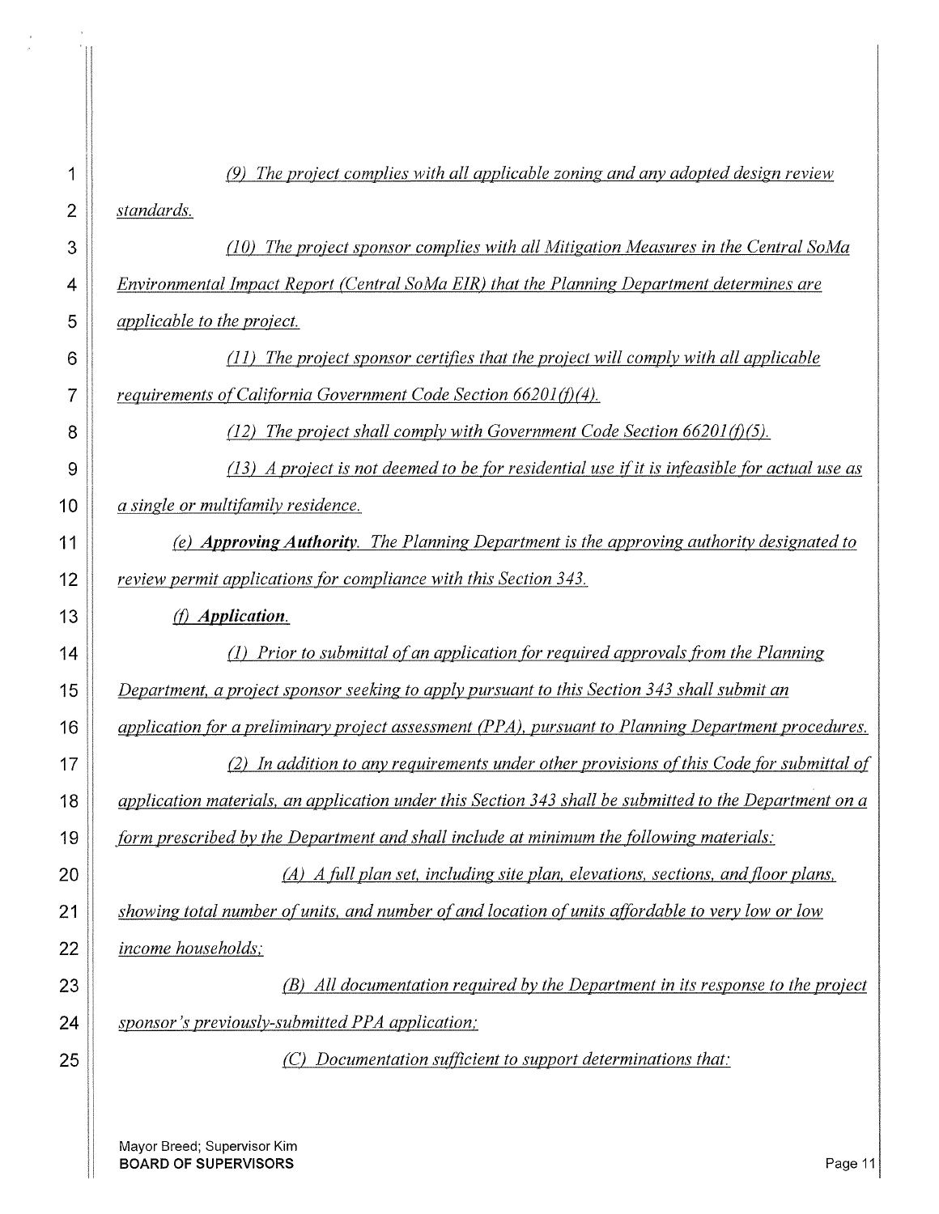*(9) The project complies with all applicable zoning and any adopted design review standards.*

*(10) The project sponsor complies with all Mitigation Measures in the Central SoMa Environmental Impact Report (Central SoMa EIR) that the Planning Department determines are applicable to the project.*

*(11) The project sponsor certifies that the project will comply with all applicable requirements of California Government Code Section 66201(f)(4).*

*(12) The project shall comply with Government Code Section 66201(f)(5).*

*(13) A project is not deemed to be for residential use if it is infeasible for actual use as a single or multifamily residence.*

*(e)* ***Approving Authority****. The Planning Department is the approving authority designated to review permit applications for compliance with this Section 343.*

*(f)* ***Application****.*

*(1) Prior to submittal of an application for required approvals from the Planning Department, a project sponsor seeking to apply pursuant to this Section 343 shall submit an application for a preliminary project assessment (PPA), pursuant to Planning Department procedures.*

*(2) In addition to any requirements under other provisions of this Code for submittal of application materials, an application under this Section 343 shall be submitted to the Department on a form prescribed by the Department and shall include at minimum the following materials:*

*(A) A full plan set, including site plan, elevations, sections, and floor plans, showing total number of units, and number of and location of units affordable to very low or low income households;*

*(B) All documentation required by the Department in its response to the project sponsor's previously-submitted PPA application;*

*(C) Documentation sufficient to support determinations that:*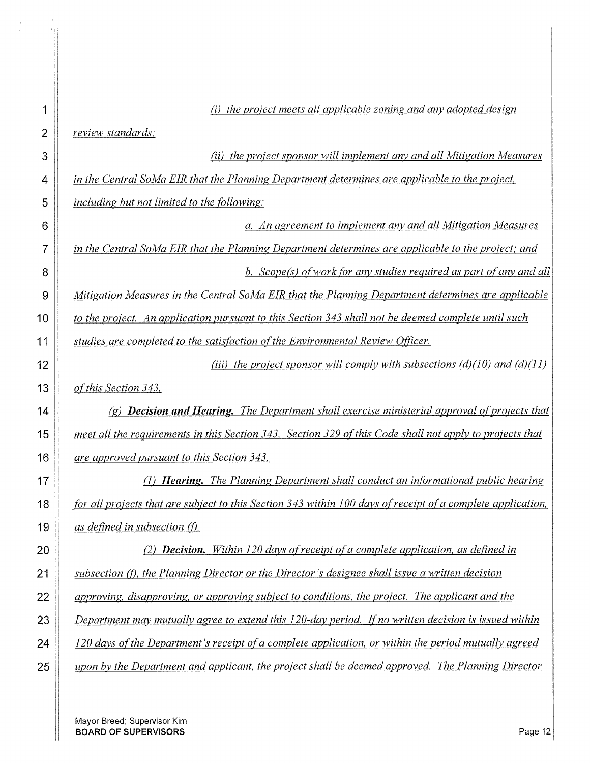*(i) the project meets all applicable zoning and any adopted design review standards;*

*(ii) the project sponsor will implement any and all Mitigation Measures in the Central SoMa EIR that the Planning Department determines are applicable to the project, including but not limited to the following:*

*a. An agreement to implement any and all Mitigation Measures in the Central SoMa EIR that the Planning Department determines are applicable to the project; and*

*b. Scope(s) of work for any studies required as part of any and all Mitigation Measures in the Central SoMa EIR that the Planning Department determines are applicable to the project. An application pursuant to this Section 343 shall not be deemed complete until such studies are completed to the satisfaction of the Environmental Review Officer.*

*(iii) the project sponsor will comply with subsections (d)(10) and (d)(11) of this Section 343.*

*(g) **Decision and Hearing.** The Department shall exercise ministerial approval of projects that meet all the requirements in this Section 343. Section 329 of this Code shall not apply to projects that are approved pursuant to this Section 343.*

*(1) **Hearing.** The Planning Department shall conduct an informational public hearing for all projects that are subject to this Section 343 within 100 days of receipt of a complete application, as defined in subsection (f).*

*(2) **Decision.** Within 120 days of receipt of a complete application, as defined in subsection (f), the Planning Director or the Director's designee shall issue a written decision approving, disapproving, or approving subject to conditions, the project. The applicant and the Department may mutually agree to extend this 120-day period. If no written decision is issued within 120 days of the Department's receipt of a complete application, or within the period mutually agreed upon by the Department and applicant, the project shall be deemed approved. The Planning Director*

Mayor Breed; Supervisor Kim
**BOARD OF SUPERVISORS**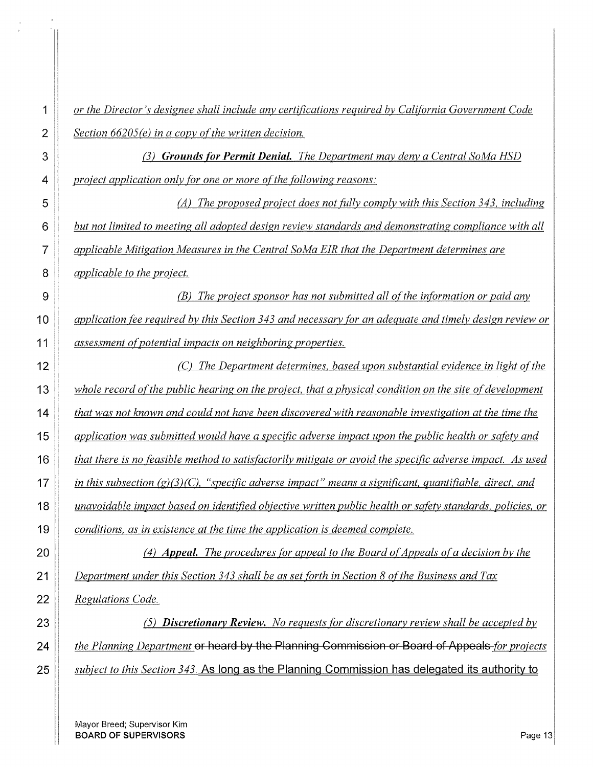*or the Director's designee shall include any certifications required by California Government Code Section 66205(e) in a copy of the written decision.*

*(3) **Grounds for Permit Denial.** The Department may deny a Central SoMa HSD project application only for one or more of the following reasons:*

*(A) The proposed project does not fully comply with this Section 343, including but not limited to meeting all adopted design review standards and demonstrating compliance with all applicable Mitigation Measures in the Central SoMa EIR that the Department determines are applicable to the project.*

*(B) The project sponsor has not submitted all of the information or paid any application fee required by this Section 343 and necessary for an adequate and timely design review or assessment of potential impacts on neighboring properties.*

*(C) The Department determines, based upon substantial evidence in light of the whole record of the public hearing on the project, that a physical condition on the site of development that was not known and could not have been discovered with reasonable investigation at the time the application was submitted would have a specific adverse impact upon the public health or safety and that there is no feasible method to satisfactorily mitigate or avoid the specific adverse impact. As used in this subsection (g)(3)(C), "specific adverse impact" means a significant, quantifiable, direct, and unavoidable impact based on identified objective written public health or safety standards, policies, or conditions, as in existence at the time the application is deemed complete.*

*(4) **Appeal.** The procedures for appeal to the Board of Appeals of a decision by the Department under this Section 343 shall be as set forth in Section 8 of the Business and Tax Regulations Code.*

*(5) **Discretionary Review.** No requests for discretionary review shall be accepted by the Planning Department* ~~or heard by the Planning Commission or Board of Appeals~~ *for projects subject to this Section 343.* As long as the Planning Commission has delegated its authority to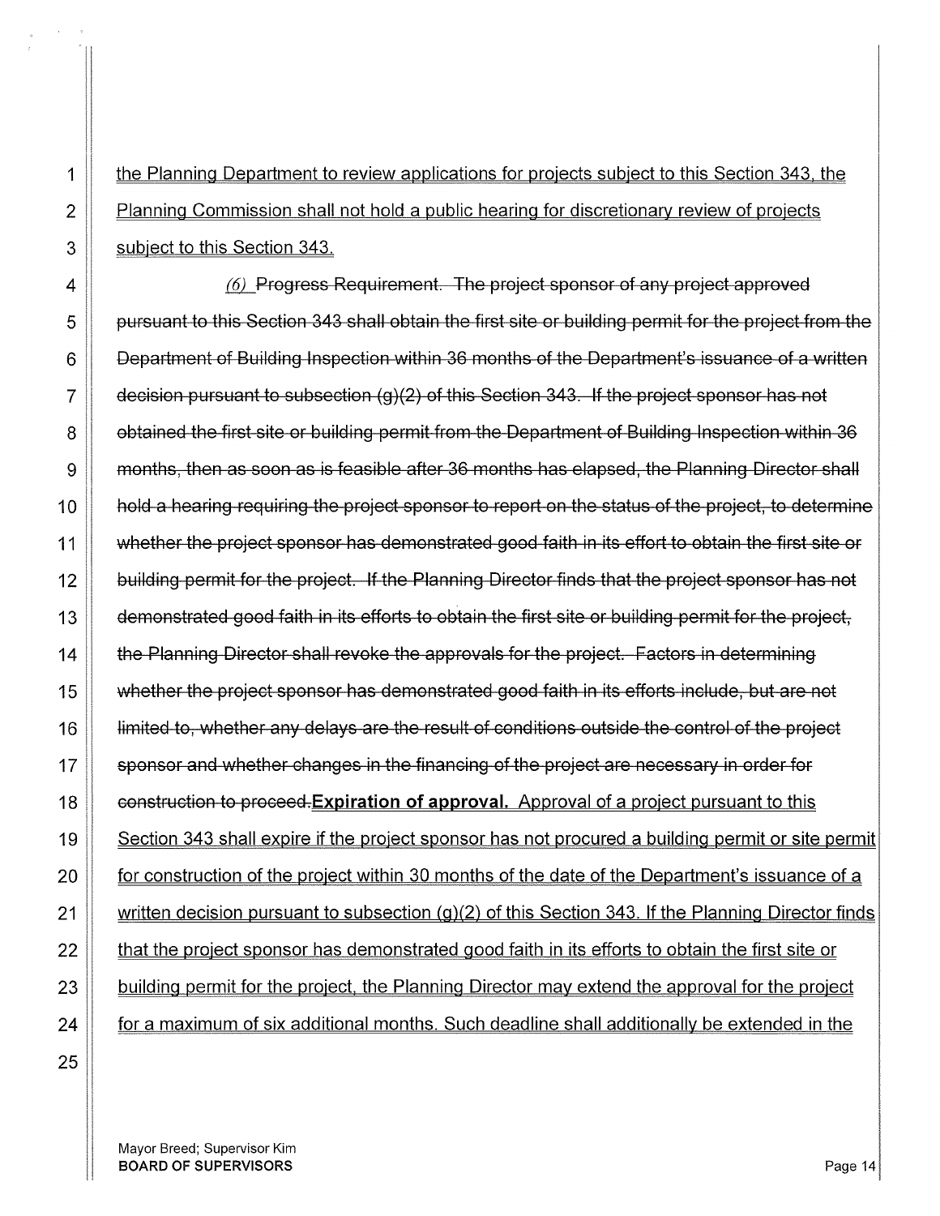the Planning Department to review applications for projects subject to this Section 343, the Planning Commission shall not hold a public hearing for discretionary review of projects subject to this Section 343.

*(6)* ~~Progress Requirement. The project sponsor of any project approved pursuant to this Section 343 shall obtain the first site or building permit for the project from the Department of Building Inspection within 36 months of the Department's issuance of a written decision pursuant to subsection (g)(2) of this Section 343. If the project sponsor has not obtained the first site or building permit from the Department of Building Inspection within 36 months, then as soon as is feasible after 36 months has elapsed, the Planning Director shall hold a hearing requiring the project sponsor to report on the status of the project, to determine whether the project sponsor has demonstrated good faith in its effort to obtain the first site or building permit for the project. If the Planning Director finds that the project sponsor has not demonstrated good faith in its efforts to obtain the first site or building permit for the project, the Planning Director shall revoke the approvals for the project. Factors in determining whether the project sponsor has demonstrated good faith in its efforts include, but are not limited to, whether any delays are the result of conditions outside the control of the project sponsor and whether changes in the financing of the project are necessary in order for construction to proceed.~~**Expiration of approval.** Approval of a project pursuant to this Section 343 shall expire if the project sponsor has not procured a building permit or site permit for construction of the project within 30 months of the date of the Department's issuance of a written decision pursuant to subsection (g)(2) of this Section 343. If the Planning Director finds that the project sponsor has demonstrated good faith in its efforts to obtain the first site or building permit for the project, the Planning Director may extend the approval for the project for a maximum of six additional months. Such deadline shall additionally be extended in the

Mayor Breed; Supervisor Kim
**BOARD OF SUPERVISORS**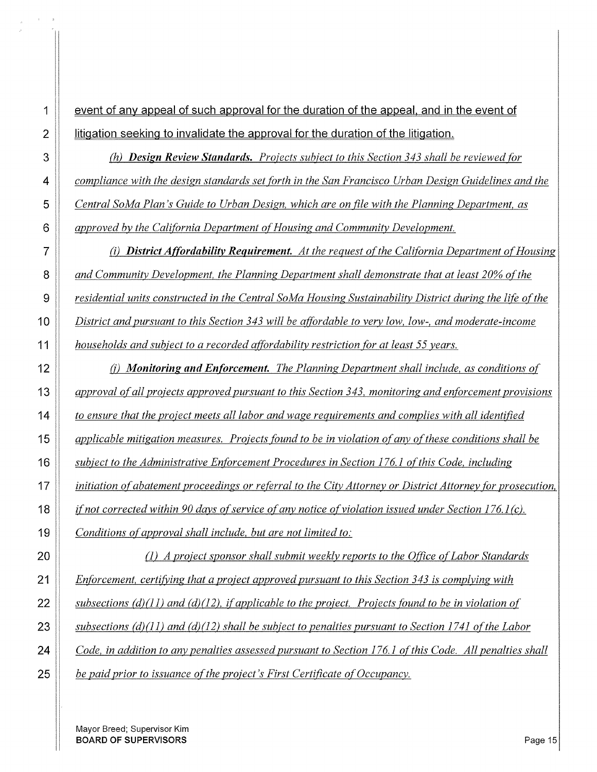event of any appeal of such approval for the duration of the appeal, and in the event of litigation seeking to invalidate the approval for the duration of the litigation.

*(h)* ***Design Review Standards.*** *Projects subject to this Section 343 shall be reviewed for compliance with the design standards set forth in the San Francisco Urban Design Guidelines and the Central SoMa Plan's Guide to Urban Design, which are on file with the Planning Department, as approved by the California Department of Housing and Community Development.*

*(i)* ***District Affordability Requirement.*** *At the request of the California Department of Housing and Community Development, the Planning Department shall demonstrate that at least 20% of the residential units constructed in the Central SoMa Housing Sustainability District during the life of the District and pursuant to this Section 343 will be affordable to very low, low-, and moderate-income households and subject to a recorded affordability restriction for at least 55 years.*

*(j)* ***Monitoring and Enforcement.*** *The Planning Department shall include, as conditions of approval of all projects approved pursuant to this Section 343, monitoring and enforcement provisions to ensure that the project meets all labor and wage requirements and complies with all identified applicable mitigation measures. Projects found to be in violation of any of these conditions shall be subject to the Administrative Enforcement Procedures in Section 176.1 of this Code, including initiation of abatement proceedings or referral to the City Attorney or District Attorney for prosecution, if not corrected within 90 days of service of any notice of violation issued under Section 176.1(c). Conditions of approval shall include, but are not limited to:*

*(1) A project sponsor shall submit weekly reports to the Office of Labor Standards Enforcement, certifying that a project approved pursuant to this Section 343 is complying with subsections (d)(11) and (d)(12), if applicable to the project. Projects found to be in violation of subsections (d)(11) and (d)(12) shall be subject to penalties pursuant to Section 1741 of the Labor Code, in addition to any penalties assessed pursuant to Section 176.1 of this Code. All penalties shall be paid prior to issuance of the project's First Certificate of Occupancy.*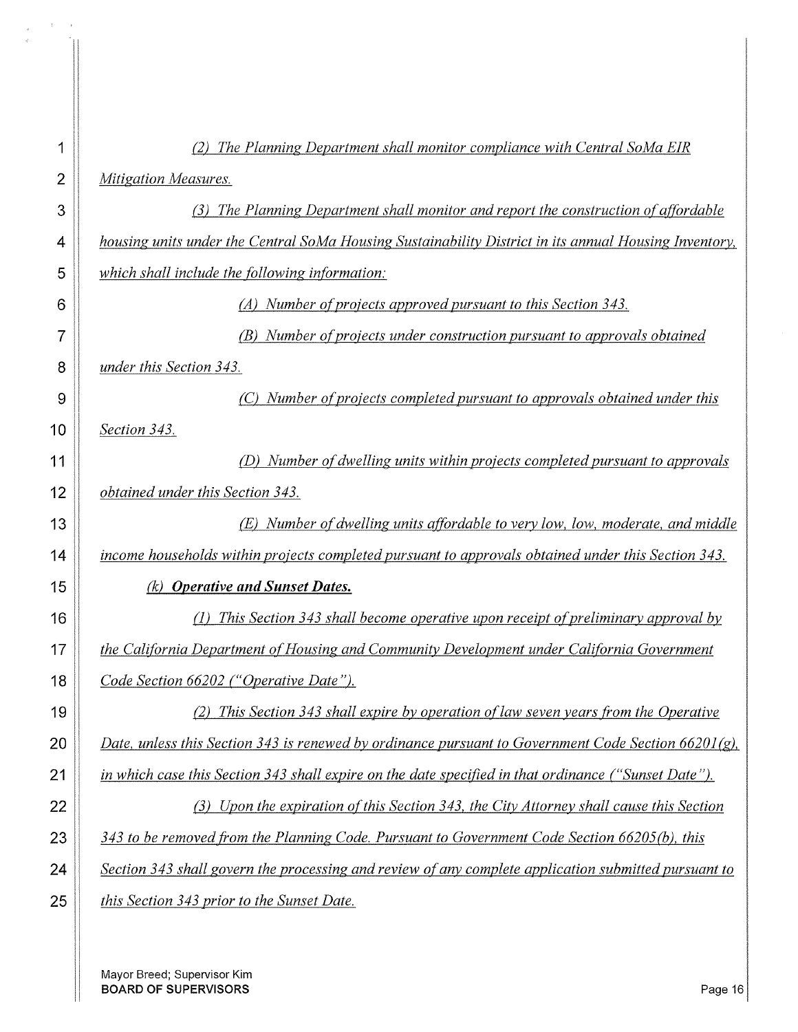*(2) The Planning Department shall monitor compliance with Central SoMa EIR Mitigation Measures.*

*(3) The Planning Department shall monitor and report the construction of affordable housing units under the Central SoMa Housing Sustainability District in its annual Housing Inventory, which shall include the following information:*

*(A) Number of projects approved pursuant to this Section 343.*

*(B) Number of projects under construction pursuant to approvals obtained under this Section 343.*

*(C) Number of projects completed pursuant to approvals obtained under this Section 343.*

*(D) Number of dwelling units within projects completed pursuant to approvals obtained under this Section 343.*

*(E) Number of dwelling units affordable to very low, low, moderate, and middle income households within projects completed pursuant to approvals obtained under this Section 343.*

*(k) **Operative and Sunset Dates.***

*(1) This Section 343 shall become operative upon receipt of preliminary approval by the California Department of Housing and Community Development under California Government Code Section 66202 ("Operative Date").*

*(2) This Section 343 shall expire by operation of law seven years from the Operative Date, unless this Section 343 is renewed by ordinance pursuant to Government Code Section 66201(g), in which case this Section 343 shall expire on the date specified in that ordinance ("Sunset Date").*

*(3) Upon the expiration of this Section 343, the City Attorney shall cause this Section 343 to be removed from the Planning Code. Pursuant to Government Code Section 66205(b), this Section 343 shall govern the processing and review of any complete application submitted pursuant to this Section 343 prior to the Sunset Date.*

Mayor Breed; Supervisor Kim
**BOARD OF SUPERVISORS**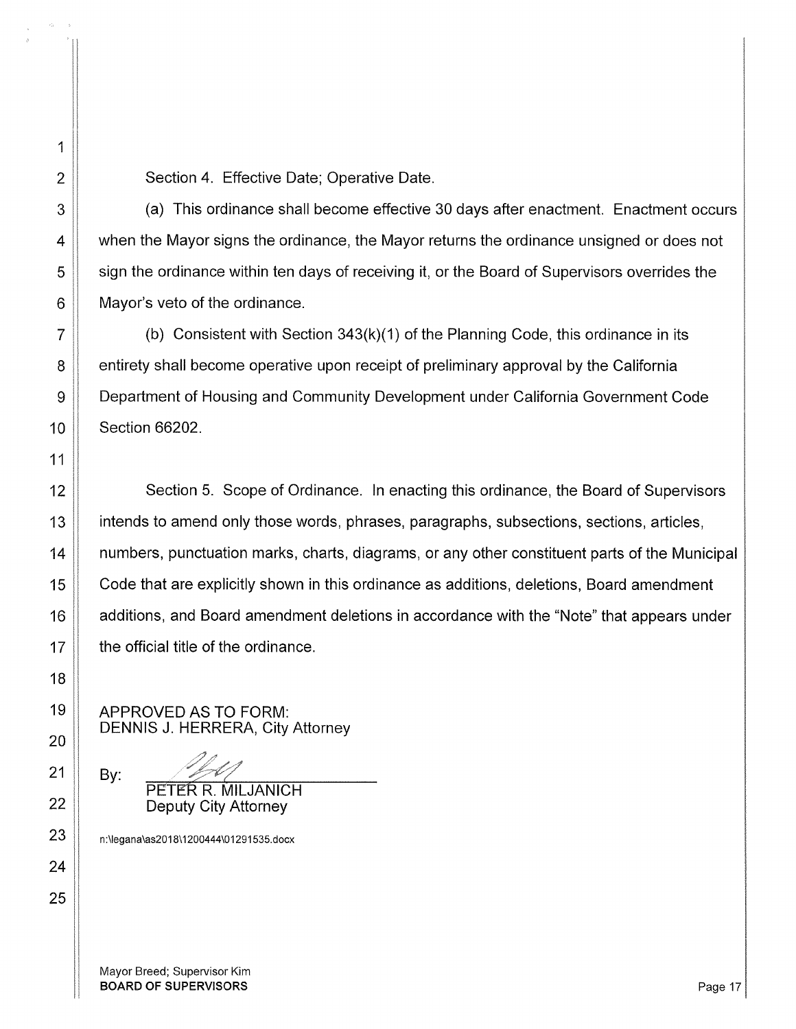Section 4. Effective Date; Operative Date.

(a) This ordinance shall become effective 30 days after enactment. Enactment occurs when the Mayor signs the ordinance, the Mayor returns the ordinance unsigned or does not sign the ordinance within ten days of receiving it, or the Board of Supervisors overrides the Mayor's veto of the ordinance.

(b) Consistent with Section 343(k)(1) of the Planning Code, this ordinance in its entirety shall become operative upon receipt of preliminary approval by the California Department of Housing and Community Development under California Government Code Section 66202.

Section 5. Scope of Ordinance. In enacting this ordinance, the Board of Supervisors intends to amend only those words, phrases, paragraphs, subsections, sections, articles, numbers, punctuation marks, charts, diagrams, or any other constituent parts of the Municipal Code that are explicitly shown in this ordinance as additions, deletions, Board amendment additions, and Board amendment deletions in accordance with the "Note" that appears under the official title of the ordinance.

APPROVED AS TO FORM:
DENNIS J. HERRERA, City Attorney

By: \_\_\_\_\_\_\_\_\_\_\_\_\_\_\_\_\_\_\_\_\_\_\_\_\_\_
PETER R. MILJANICH
Deputy City Attorney

n:\legana\as2018\1200444\01291535.docx

Mayor Breed; Supervisor Kim
**BOARD OF SUPERVISORS**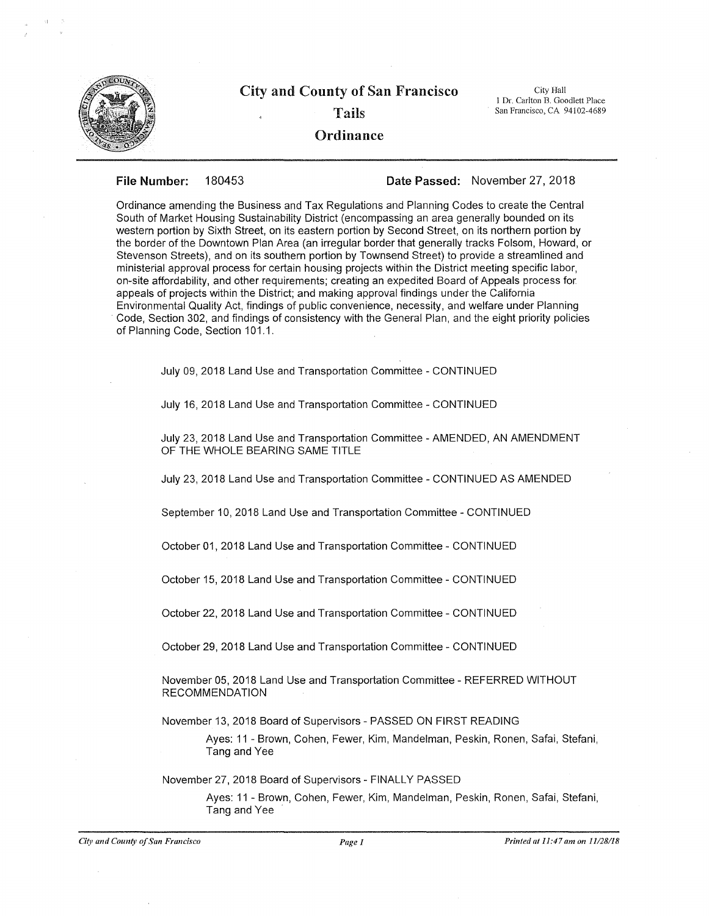# City and County of San Francisco

## Tails

## Ordinance

City Hall
1 Dr. Carlton B. Goodlett Place
San Francisco, CA 94102-4689

---

**File Number:** 180453 **Date Passed:** November 27, 2018

Ordinance amending the Business and Tax Regulations and Planning Codes to create the Central South of Market Housing Sustainability District (encompassing an area generally bounded on its western portion by Sixth Street, on its eastern portion by Second Street, on its northern portion by the border of the Downtown Plan Area (an irregular border that generally tracks Folsom, Howard, or Stevenson Streets), and on its southern portion by Townsend Street) to provide a streamlined and ministerial approval process for certain housing projects within the District meeting specific labor, on-site affordability, and other requirements; creating an expedited Board of Appeals process for appeals of projects within the District; and making approval findings under the California Environmental Quality Act, findings of public convenience, necessity, and welfare under Planning Code, Section 302, and findings of consistency with the General Plan, and the eight priority policies of Planning Code, Section 101.1.

July 09, 2018 Land Use and Transportation Committee - CONTINUED

July 16, 2018 Land Use and Transportation Committee - CONTINUED

July 23, 2018 Land Use and Transportation Committee - AMENDED, AN AMENDMENT OF THE WHOLE BEARING SAME TITLE

July 23, 2018 Land Use and Transportation Committee - CONTINUED AS AMENDED

September 10, 2018 Land Use and Transportation Committee - CONTINUED

October 01, 2018 Land Use and Transportation Committee - CONTINUED

October 15, 2018 Land Use and Transportation Committee - CONTINUED

October 22, 2018 Land Use and Transportation Committee - CONTINUED

October 29, 2018 Land Use and Transportation Committee - CONTINUED

November 05, 2018 Land Use and Transportation Committee - REFERRED WITHOUT RECOMMENDATION

November 13, 2018 Board of Supervisors - PASSED ON FIRST READING

> Ayes: 11 - Brown, Cohen, Fewer, Kim, Mandelman, Peskin, Ronen, Safai, Stefani, Tang and Yee

November 27, 2018 Board of Supervisors - FINALLY PASSED

> Ayes: 11 - Brown, Cohen, Fewer, Kim, Mandelman, Peskin, Ronen, Safai, Stefani, Tang and Yee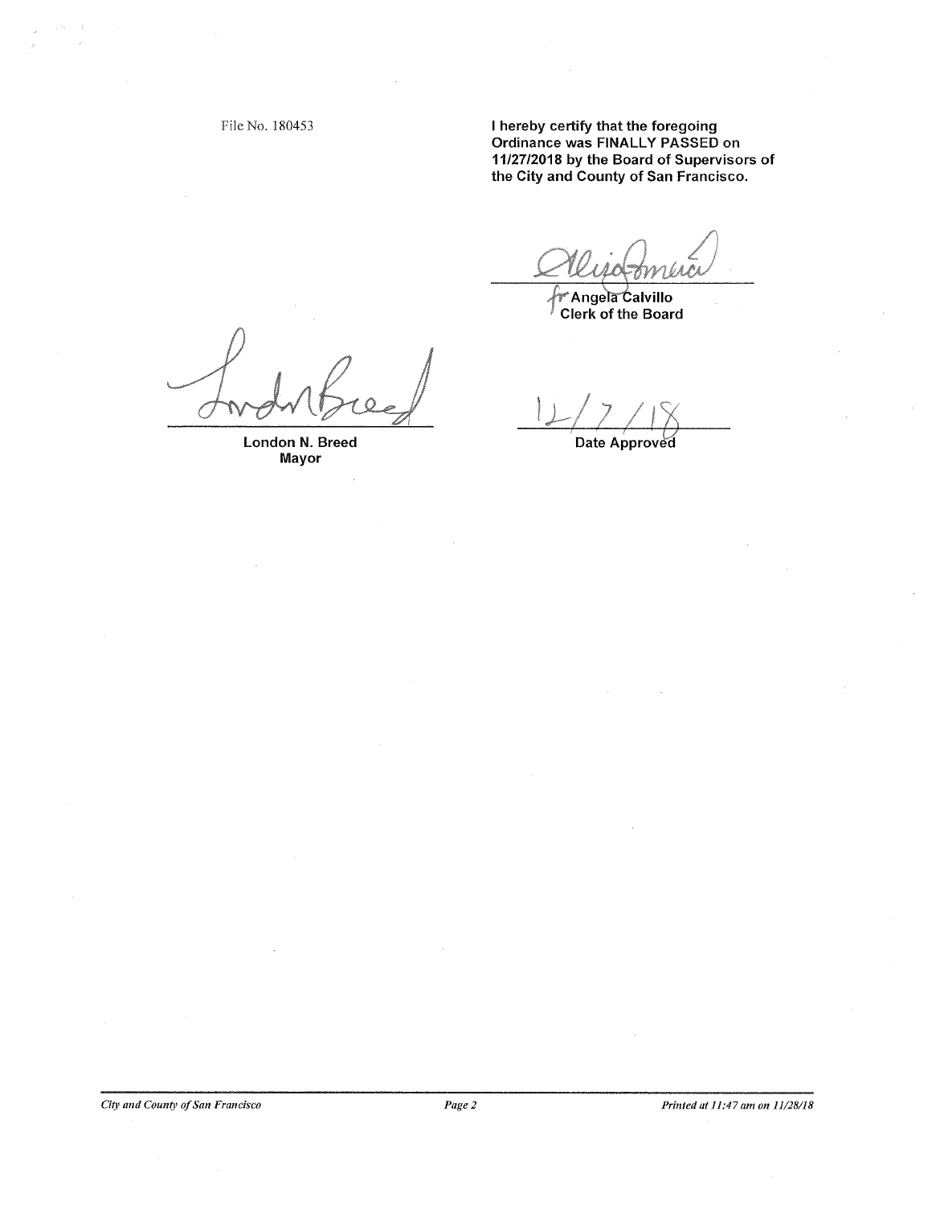File No. 180453

**I hereby certify that the foregoing Ordinance was FINALLY PASSED on 11/27/2018 by the Board of Supervisors of the City and County of San Francisco.**

fr **Angela Calvillo**
**Clerk of the Board**

**London N. Breed**
**Mayor**

12/7/18
**Date Approved**